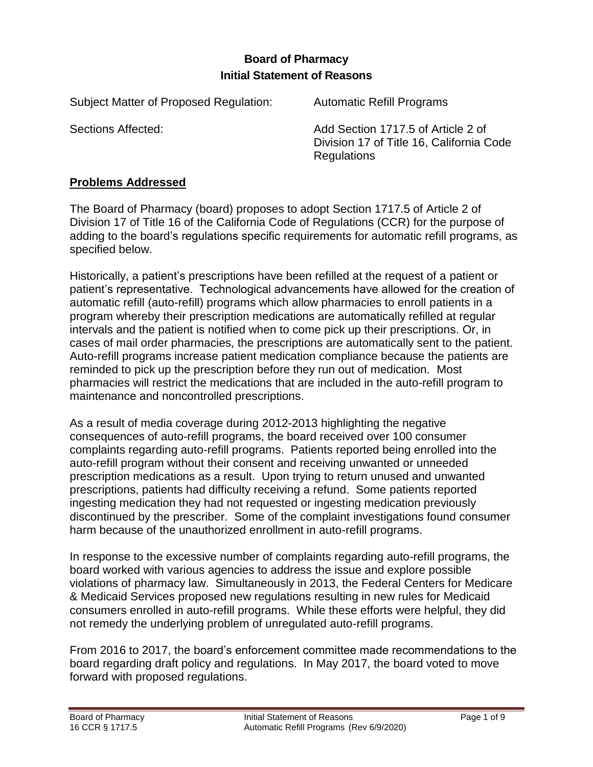**Board of Pharmacy**
**Initial Statement of Reasons**

Subject Matter of Proposed Regulation: Automatic Refill Programs

Sections Affected: Add Section 1717.5 of Article 2 of Division 17 of Title 16, California Code Regulations

## Problems Addressed

The Board of Pharmacy (board) proposes to adopt Section 1717.5 of Article 2 of Division 17 of Title 16 of the California Code of Regulations (CCR) for the purpose of adding to the board's regulations specific requirements for automatic refill programs, as specified below.

Historically, a patient's prescriptions have been refilled at the request of a patient or patient's representative. Technological advancements have allowed for the creation of automatic refill (auto-refill) programs which allow pharmacies to enroll patients in a program whereby their prescription medications are automatically refilled at regular intervals and the patient is notified when to come pick up their prescriptions. Or, in cases of mail order pharmacies, the prescriptions are automatically sent to the patient. Auto-refill programs increase patient medication compliance because the patients are reminded to pick up the prescription before they run out of medication. Most pharmacies will restrict the medications that are included in the auto-refill program to maintenance and noncontrolled prescriptions.

As a result of media coverage during 2012-2013 highlighting the negative consequences of auto-refill programs, the board received over 100 consumer complaints regarding auto-refill programs. Patients reported being enrolled into the auto-refill program without their consent and receiving unwanted or unneeded prescription medications as a result. Upon trying to return unused and unwanted prescriptions, patients had difficulty receiving a refund. Some patients reported ingesting medication they had not requested or ingesting medication previously discontinued by the prescriber. Some of the complaint investigations found consumer harm because of the unauthorized enrollment in auto-refill programs.

In response to the excessive number of complaints regarding auto-refill programs, the board worked with various agencies to address the issue and explore possible violations of pharmacy law. Simultaneously in 2013, the Federal Centers for Medicare & Medicaid Services proposed new regulations resulting in new rules for Medicaid consumers enrolled in auto-refill programs. While these efforts were helpful, they did not remedy the underlying problem of unregulated auto-refill programs.

From 2016 to 2017, the board's enforcement committee made recommendations to the board regarding draft policy and regulations. In May 2017, the board voted to move forward with proposed regulations.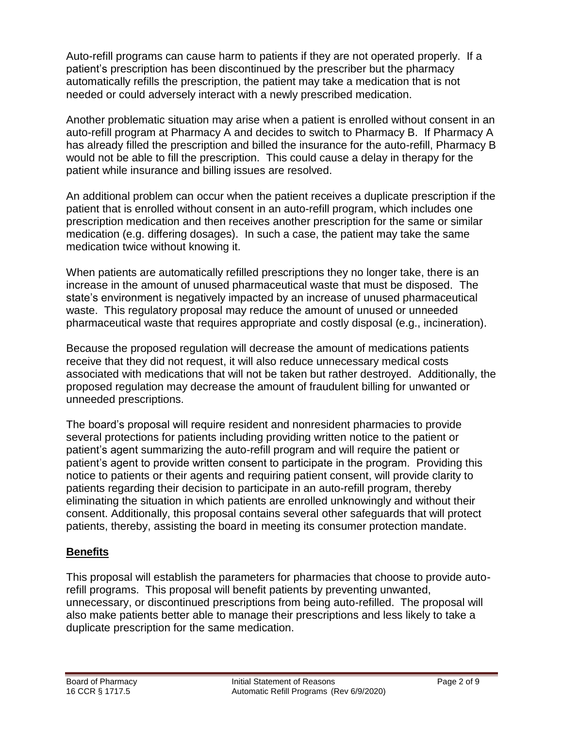Auto-refill programs can cause harm to patients if they are not operated properly. If a patient's prescription has been discontinued by the prescriber but the pharmacy automatically refills the prescription, the patient may take a medication that is not needed or could adversely interact with a newly prescribed medication.

Another problematic situation may arise when a patient is enrolled without consent in an auto-refill program at Pharmacy A and decides to switch to Pharmacy B. If Pharmacy A has already filled the prescription and billed the insurance for the auto-refill, Pharmacy B would not be able to fill the prescription. This could cause a delay in therapy for the patient while insurance and billing issues are resolved.

An additional problem can occur when the patient receives a duplicate prescription if the patient that is enrolled without consent in an auto-refill program, which includes one prescription medication and then receives another prescription for the same or similar medication (e.g. differing dosages). In such a case, the patient may take the same medication twice without knowing it.

When patients are automatically refilled prescriptions they no longer take, there is an increase in the amount of unused pharmaceutical waste that must be disposed. The state's environment is negatively impacted by an increase of unused pharmaceutical waste. This regulatory proposal may reduce the amount of unused or unneeded pharmaceutical waste that requires appropriate and costly disposal (e.g., incineration).

Because the proposed regulation will decrease the amount of medications patients receive that they did not request, it will also reduce unnecessary medical costs associated with medications that will not be taken but rather destroyed. Additionally, the proposed regulation may decrease the amount of fraudulent billing for unwanted or unneeded prescriptions.

The board's proposal will require resident and nonresident pharmacies to provide several protections for patients including providing written notice to the patient or patient's agent summarizing the auto-refill program and will require the patient or patient's agent to provide written consent to participate in the program. Providing this notice to patients or their agents and requiring patient consent, will provide clarity to patients regarding their decision to participate in an auto-refill program, thereby eliminating the situation in which patients are enrolled unknowingly and without their consent. Additionally, this proposal contains several other safeguards that will protect patients, thereby, assisting the board in meeting its consumer protection mandate.

## Benefits

This proposal will establish the parameters for pharmacies that choose to provide auto-refill programs. This proposal will benefit patients by preventing unwanted, unnecessary, or discontinued prescriptions from being auto-refilled. The proposal will also make patients better able to manage their prescriptions and less likely to take a duplicate prescription for the same medication.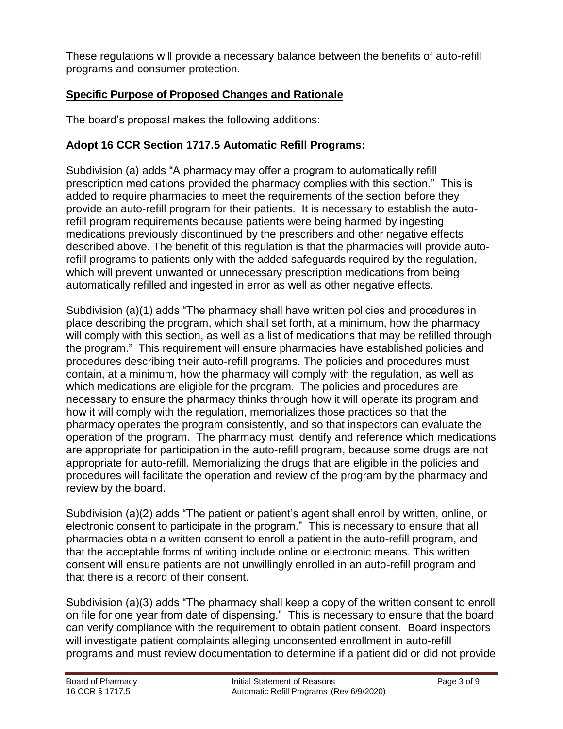These regulations will provide a necessary balance between the benefits of auto-refill programs and consumer protection.

## Specific Purpose of Proposed Changes and Rationale

The board's proposal makes the following additions:

### Adopt 16 CCR Section 1717.5 Automatic Refill Programs:

Subdivision (a) adds "A pharmacy may offer a program to automatically refill prescription medications provided the pharmacy complies with this section." This is added to require pharmacies to meet the requirements of the section before they provide an auto-refill program for their patients. It is necessary to establish the auto-refill program requirements because patients were being harmed by ingesting medications previously discontinued by the prescribers and other negative effects described above. The benefit of this regulation is that the pharmacies will provide auto-refill programs to patients only with the added safeguards required by the regulation, which will prevent unwanted or unnecessary prescription medications from being automatically refilled and ingested in error as well as other negative effects.

Subdivision (a)(1) adds "The pharmacy shall have written policies and procedures in place describing the program, which shall set forth, at a minimum, how the pharmacy will comply with this section, as well as a list of medications that may be refilled through the program." This requirement will ensure pharmacies have established policies and procedures describing their auto-refill programs. The policies and procedures must contain, at a minimum, how the pharmacy will comply with the regulation, as well as which medications are eligible for the program. The policies and procedures are necessary to ensure the pharmacy thinks through how it will operate its program and how it will comply with the regulation, memorializes those practices so that the pharmacy operates the program consistently, and so that inspectors can evaluate the operation of the program. The pharmacy must identify and reference which medications are appropriate for participation in the auto-refill program, because some drugs are not appropriate for auto-refill. Memorializing the drugs that are eligible in the policies and procedures will facilitate the operation and review of the program by the pharmacy and review by the board.

Subdivision (a)(2) adds "The patient or patient's agent shall enroll by written, online, or electronic consent to participate in the program." This is necessary to ensure that all pharmacies obtain a written consent to enroll a patient in the auto-refill program, and that the acceptable forms of writing include online or electronic means. This written consent will ensure patients are not unwillingly enrolled in an auto-refill program and that there is a record of their consent.

Subdivision (a)(3) adds "The pharmacy shall keep a copy of the written consent to enroll on file for one year from date of dispensing." This is necessary to ensure that the board can verify compliance with the requirement to obtain patient consent. Board inspectors will investigate patient complaints alleging unconsented enrollment in auto-refill programs and must review documentation to determine if a patient did or did not provide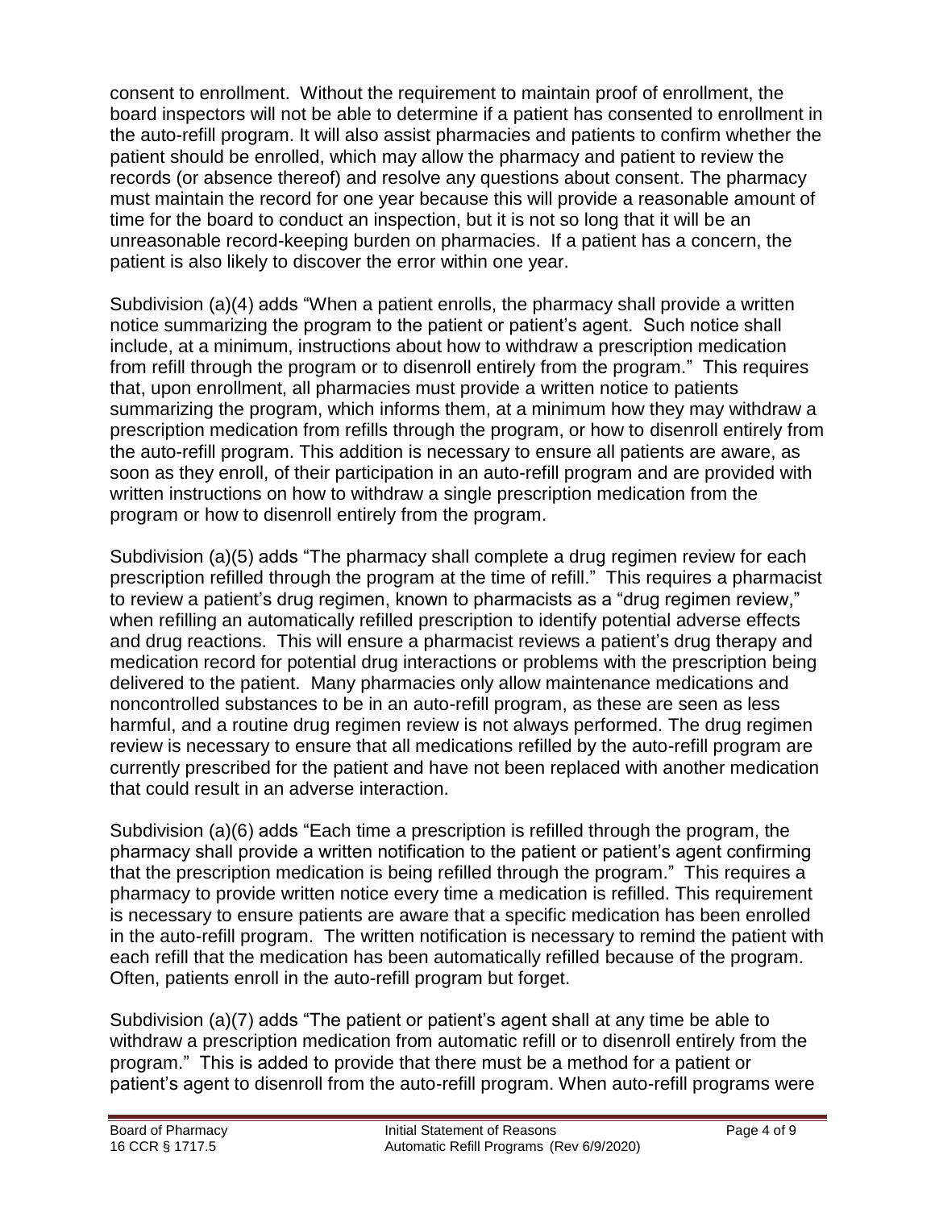consent to enrollment. Without the requirement to maintain proof of enrollment, the board inspectors will not be able to determine if a patient has consented to enrollment in the auto-refill program. It will also assist pharmacies and patients to confirm whether the patient should be enrolled, which may allow the pharmacy and patient to review the records (or absence thereof) and resolve any questions about consent. The pharmacy must maintain the record for one year because this will provide a reasonable amount of time for the board to conduct an inspection, but it is not so long that it will be an unreasonable record-keeping burden on pharmacies. If a patient has a concern, the patient is also likely to discover the error within one year.

Subdivision (a)(4) adds "When a patient enrolls, the pharmacy shall provide a written notice summarizing the program to the patient or patient's agent. Such notice shall include, at a minimum, instructions about how to withdraw a prescription medication from refill through the program or to disenroll entirely from the program." This requires that, upon enrollment, all pharmacies must provide a written notice to patients summarizing the program, which informs them, at a minimum how they may withdraw a prescription medication from refills through the program, or how to disenroll entirely from the auto-refill program. This addition is necessary to ensure all patients are aware, as soon as they enroll, of their participation in an auto-refill program and are provided with written instructions on how to withdraw a single prescription medication from the program or how to disenroll entirely from the program.

Subdivision (a)(5) adds "The pharmacy shall complete a drug regimen review for each prescription refilled through the program at the time of refill." This requires a pharmacist to review a patient's drug regimen, known to pharmacists as a "drug regimen review," when refilling an automatically refilled prescription to identify potential adverse effects and drug reactions. This will ensure a pharmacist reviews a patient's drug therapy and medication record for potential drug interactions or problems with the prescription being delivered to the patient. Many pharmacies only allow maintenance medications and noncontrolled substances to be in an auto-refill program, as these are seen as less harmful, and a routine drug regimen review is not always performed. The drug regimen review is necessary to ensure that all medications refilled by the auto-refill program are currently prescribed for the patient and have not been replaced with another medication that could result in an adverse interaction.

Subdivision (a)(6) adds "Each time a prescription is refilled through the program, the pharmacy shall provide a written notification to the patient or patient's agent confirming that the prescription medication is being refilled through the program." This requires a pharmacy to provide written notice every time a medication is refilled. This requirement is necessary to ensure patients are aware that a specific medication has been enrolled in the auto-refill program. The written notification is necessary to remind the patient with each refill that the medication has been automatically refilled because of the program. Often, patients enroll in the auto-refill program but forget.

Subdivision (a)(7) adds "The patient or patient's agent shall at any time be able to withdraw a prescription medication from automatic refill or to disenroll entirely from the program." This is added to provide that there must be a method for a patient or patient's agent to disenroll from the auto-refill program. When auto-refill programs were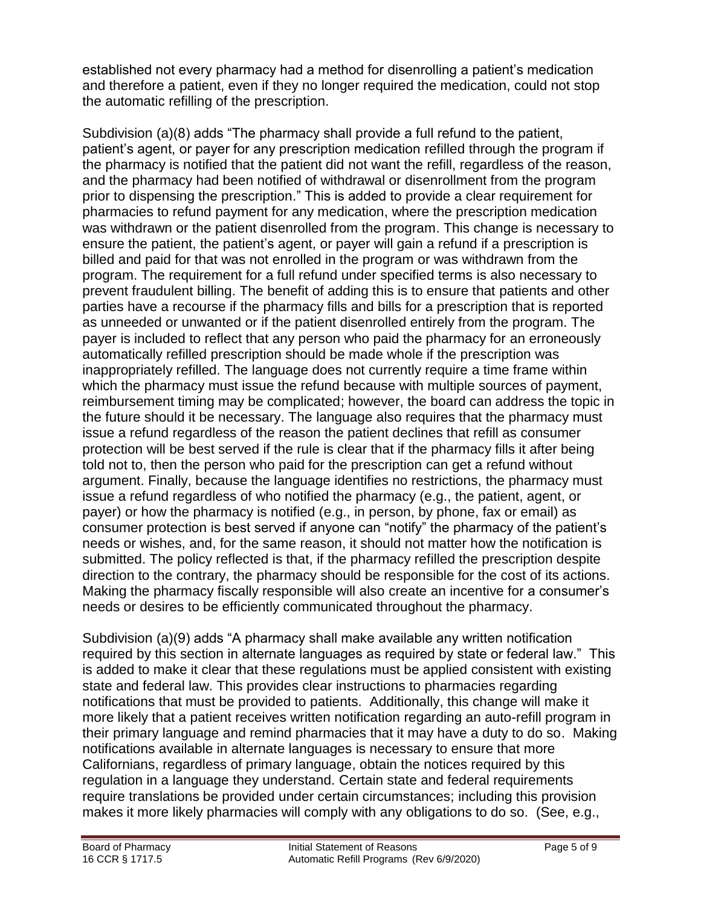established not every pharmacy had a method for disenrolling a patient's medication and therefore a patient, even if they no longer required the medication, could not stop the automatic refilling of the prescription.

Subdivision (a)(8) adds "The pharmacy shall provide a full refund to the patient, patient's agent, or payer for any prescription medication refilled through the program if the pharmacy is notified that the patient did not want the refill, regardless of the reason, and the pharmacy had been notified of withdrawal or disenrollment from the program prior to dispensing the prescription." This is added to provide a clear requirement for pharmacies to refund payment for any medication, where the prescription medication was withdrawn or the patient disenrolled from the program. This change is necessary to ensure the patient, the patient's agent, or payer will gain a refund if a prescription is billed and paid for that was not enrolled in the program or was withdrawn from the program. The requirement for a full refund under specified terms is also necessary to prevent fraudulent billing. The benefit of adding this is to ensure that patients and other parties have a recourse if the pharmacy fills and bills for a prescription that is reported as unneeded or unwanted or if the patient disenrolled entirely from the program. The payer is included to reflect that any person who paid the pharmacy for an erroneously automatically refilled prescription should be made whole if the prescription was inappropriately refilled. The language does not currently require a time frame within which the pharmacy must issue the refund because with multiple sources of payment, reimbursement timing may be complicated; however, the board can address the topic in the future should it be necessary. The language also requires that the pharmacy must issue a refund regardless of the reason the patient declines that refill as consumer protection will be best served if the rule is clear that if the pharmacy fills it after being told not to, then the person who paid for the prescription can get a refund without argument. Finally, because the language identifies no restrictions, the pharmacy must issue a refund regardless of who notified the pharmacy (e.g., the patient, agent, or payer) or how the pharmacy is notified (e.g., in person, by phone, fax or email) as consumer protection is best served if anyone can "notify" the pharmacy of the patient's needs or wishes, and, for the same reason, it should not matter how the notification is submitted. The policy reflected is that, if the pharmacy refilled the prescription despite direction to the contrary, the pharmacy should be responsible for the cost of its actions. Making the pharmacy fiscally responsible will also create an incentive for a consumer's needs or desires to be efficiently communicated throughout the pharmacy.

Subdivision (a)(9) adds "A pharmacy shall make available any written notification required by this section in alternate languages as required by state or federal law." This is added to make it clear that these regulations must be applied consistent with existing state and federal law. This provides clear instructions to pharmacies regarding notifications that must be provided to patients. Additionally, this change will make it more likely that a patient receives written notification regarding an auto-refill program in their primary language and remind pharmacies that it may have a duty to do so. Making notifications available in alternate languages is necessary to ensure that more Californians, regardless of primary language, obtain the notices required by this regulation in a language they understand. Certain state and federal requirements require translations be provided under certain circumstances; including this provision makes it more likely pharmacies will comply with any obligations to do so. (See, e.g.,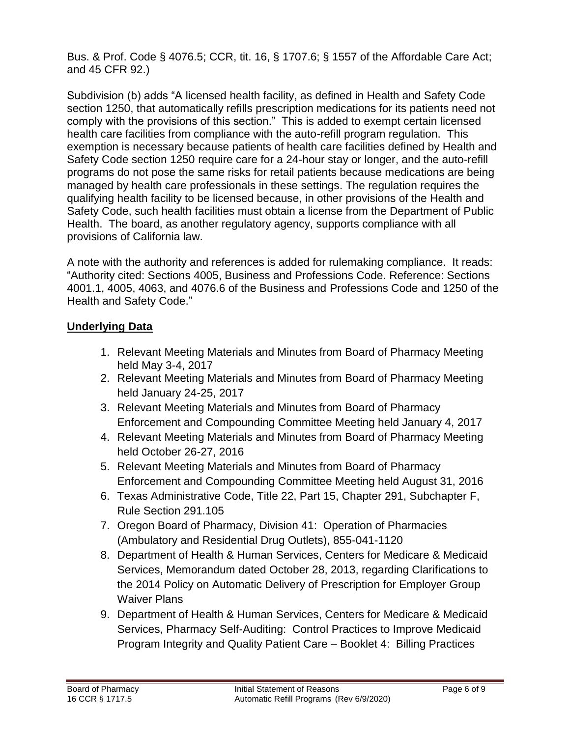Bus. & Prof. Code § 4076.5; CCR, tit. 16, § 1707.6; § 1557 of the Affordable Care Act; and 45 CFR 92.)

Subdivision (b) adds "A licensed health facility, as defined in Health and Safety Code section 1250, that automatically refills prescription medications for its patients need not comply with the provisions of this section." This is added to exempt certain licensed health care facilities from compliance with the auto-refill program regulation. This exemption is necessary because patients of health care facilities defined by Health and Safety Code section 1250 require care for a 24-hour stay or longer, and the auto-refill programs do not pose the same risks for retail patients because medications are being managed by health care professionals in these settings. The regulation requires the qualifying health facility to be licensed because, in other provisions of the Health and Safety Code, such health facilities must obtain a license from the Department of Public Health. The board, as another regulatory agency, supports compliance with all provisions of California law.

A note with the authority and references is added for rulemaking compliance. It reads: "Authority cited: Sections 4005, Business and Professions Code. Reference: Sections 4001.1, 4005, 4063, and 4076.6 of the Business and Professions Code and 1250 of the Health and Safety Code."

## Underlying Data

1. Relevant Meeting Materials and Minutes from Board of Pharmacy Meeting held May 3-4, 2017
2. Relevant Meeting Materials and Minutes from Board of Pharmacy Meeting held January 24-25, 2017
3. Relevant Meeting Materials and Minutes from Board of Pharmacy Enforcement and Compounding Committee Meeting held January 4, 2017
4. Relevant Meeting Materials and Minutes from Board of Pharmacy Meeting held October 26-27, 2016
5. Relevant Meeting Materials and Minutes from Board of Pharmacy Enforcement and Compounding Committee Meeting held August 31, 2016
6. Texas Administrative Code, Title 22, Part 15, Chapter 291, Subchapter F, Rule Section 291.105
7. Oregon Board of Pharmacy, Division 41: Operation of Pharmacies (Ambulatory and Residential Drug Outlets), 855-041-1120
8. Department of Health & Human Services, Centers for Medicare & Medicaid Services, Memorandum dated October 28, 2013, regarding Clarifications to the 2014 Policy on Automatic Delivery of Prescription for Employer Group Waiver Plans
9. Department of Health & Human Services, Centers for Medicare & Medicaid Services, Pharmacy Self-Auditing: Control Practices to Improve Medicaid Program Integrity and Quality Patient Care – Booklet 4: Billing Practices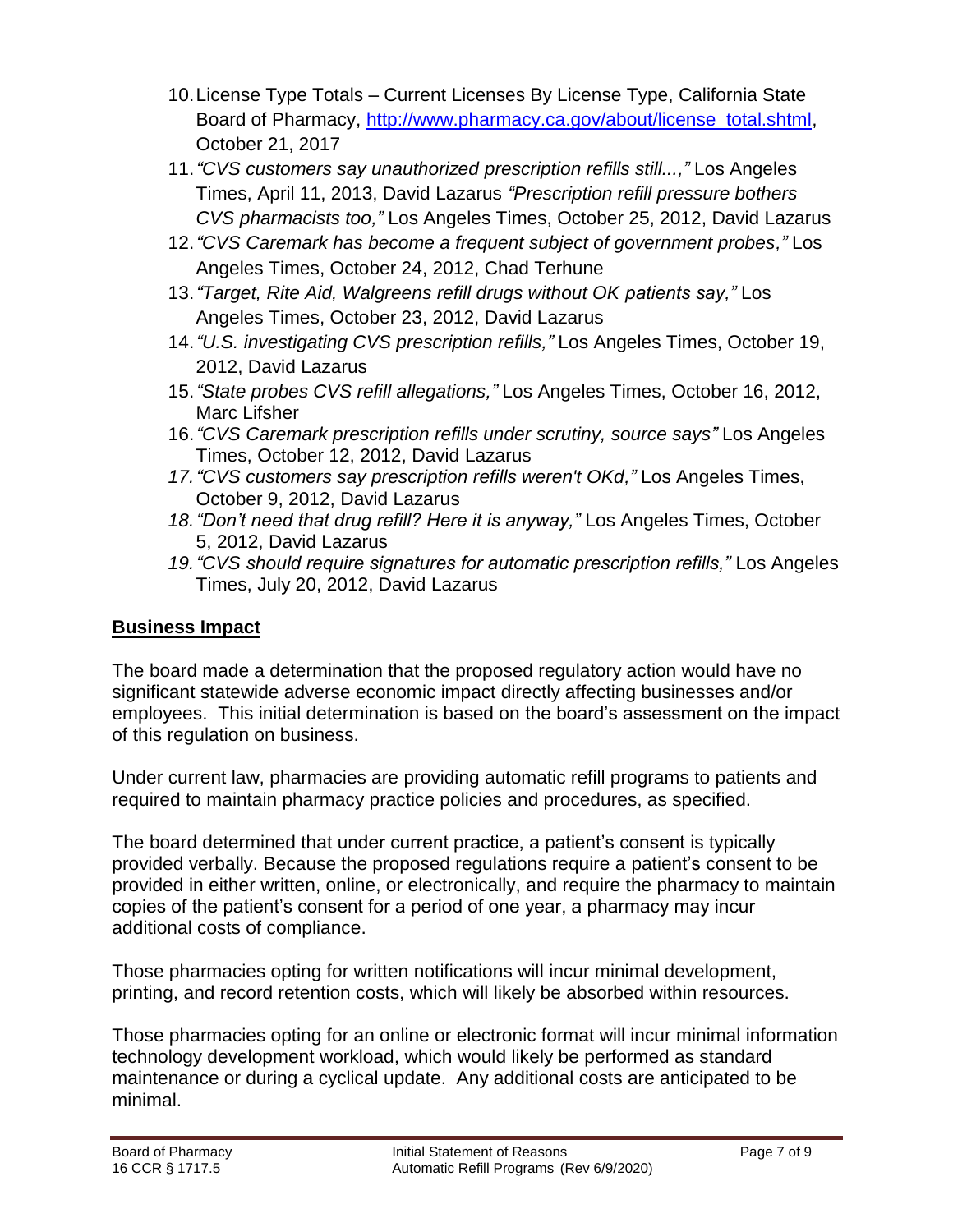10. License Type Totals – Current Licenses By License Type, California State Board of Pharmacy, [http://www.pharmacy.ca.gov/about/license_total.shtml](http://www.pharmacy.ca.gov/about/license_total.shtml), October 21, 2017
11. *"CVS customers say unauthorized prescription refills still...,"* Los Angeles Times, April 11, 2013, David Lazarus *"Prescription refill pressure bothers CVS pharmacists too,"* Los Angeles Times, October 25, 2012, David Lazarus
12. *"CVS Caremark has become a frequent subject of government probes,"* Los Angeles Times, October 24, 2012, Chad Terhune
13. *"Target, Rite Aid, Walgreens refill drugs without OK patients say,"* Los Angeles Times, October 23, 2012, David Lazarus
14. *"U.S. investigating CVS prescription refills,"* Los Angeles Times, October 19, 2012, David Lazarus
15. *"State probes CVS refill allegations,"* Los Angeles Times, October 16, 2012, Marc Lifsher
16. *"CVS Caremark prescription refills under scrutiny, source says"* Los Angeles Times, October 12, 2012, David Lazarus
17. *"CVS customers say prescription refills weren't OKd,"* Los Angeles Times, October 9, 2012, David Lazarus
18. *"Don't need that drug refill? Here it is anyway,"* Los Angeles Times, October 5, 2012, David Lazarus
19. *"CVS should require signatures for automatic prescription refills,"* Los Angeles Times, July 20, 2012, David Lazarus

## **Business Impact**

The board made a determination that the proposed regulatory action would have no significant statewide adverse economic impact directly affecting businesses and/or employees. This initial determination is based on the board's assessment on the impact of this regulation on business.

Under current law, pharmacies are providing automatic refill programs to patients and required to maintain pharmacy practice policies and procedures, as specified.

The board determined that under current practice, a patient's consent is typically provided verbally. Because the proposed regulations require a patient's consent to be provided in either written, online, or electronically, and require the pharmacy to maintain copies of the patient's consent for a period of one year, a pharmacy may incur additional costs of compliance.

Those pharmacies opting for written notifications will incur minimal development, printing, and record retention costs, which will likely be absorbed within resources.

Those pharmacies opting for an online or electronic format will incur minimal information technology development workload, which would likely be performed as standard maintenance or during a cyclical update. Any additional costs are anticipated to be minimal.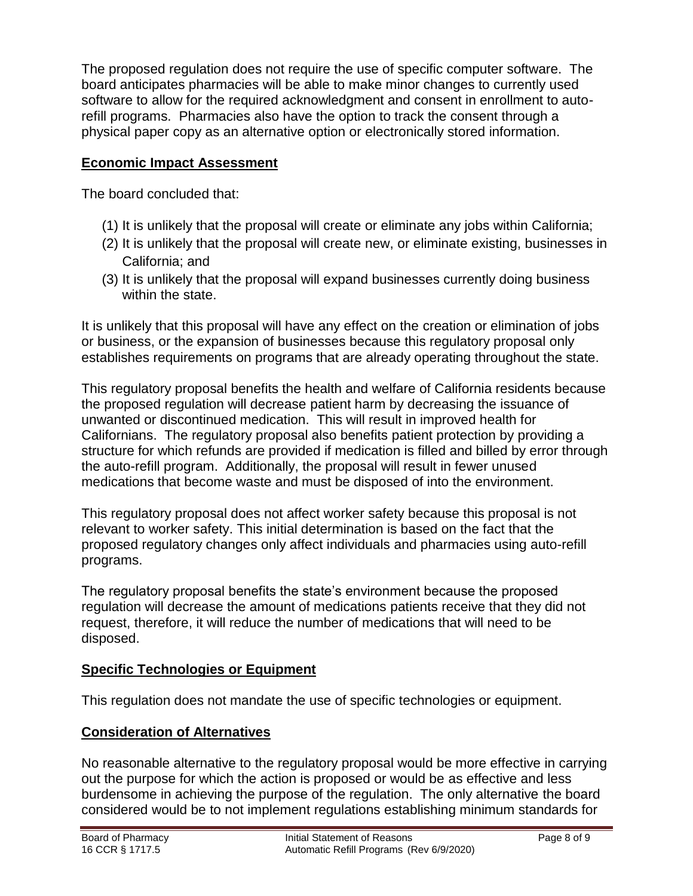The proposed regulation does not require the use of specific computer software. The board anticipates pharmacies will be able to make minor changes to currently used software to allow for the required acknowledgment and consent in enrollment to auto-refill programs. Pharmacies also have the option to track the consent through a physical paper copy as an alternative option or electronically stored information.

## **Economic Impact Assessment**

The board concluded that:

(1) It is unlikely that the proposal will create or eliminate any jobs within California;
(2) It is unlikely that the proposal will create new, or eliminate existing, businesses in California; and
(3) It is unlikely that the proposal will expand businesses currently doing business within the state.

It is unlikely that this proposal will have any effect on the creation or elimination of jobs or business, or the expansion of businesses because this regulatory proposal only establishes requirements on programs that are already operating throughout the state.

This regulatory proposal benefits the health and welfare of California residents because the proposed regulation will decrease patient harm by decreasing the issuance of unwanted or discontinued medication. This will result in improved health for Californians. The regulatory proposal also benefits patient protection by providing a structure for which refunds are provided if medication is filled and billed by error through the auto-refill program. Additionally, the proposal will result in fewer unused medications that become waste and must be disposed of into the environment.

This regulatory proposal does not affect worker safety because this proposal is not relevant to worker safety. This initial determination is based on the fact that the proposed regulatory changes only affect individuals and pharmacies using auto-refill programs.

The regulatory proposal benefits the state's environment because the proposed regulation will decrease the amount of medications patients receive that they did not request, therefore, it will reduce the number of medications that will need to be disposed.

## **Specific Technologies or Equipment**

This regulation does not mandate the use of specific technologies or equipment.

## **Consideration of Alternatives**

No reasonable alternative to the regulatory proposal would be more effective in carrying out the purpose for which the action is proposed or would be as effective and less burdensome in achieving the purpose of the regulation. The only alternative the board considered would be to not implement regulations establishing minimum standards for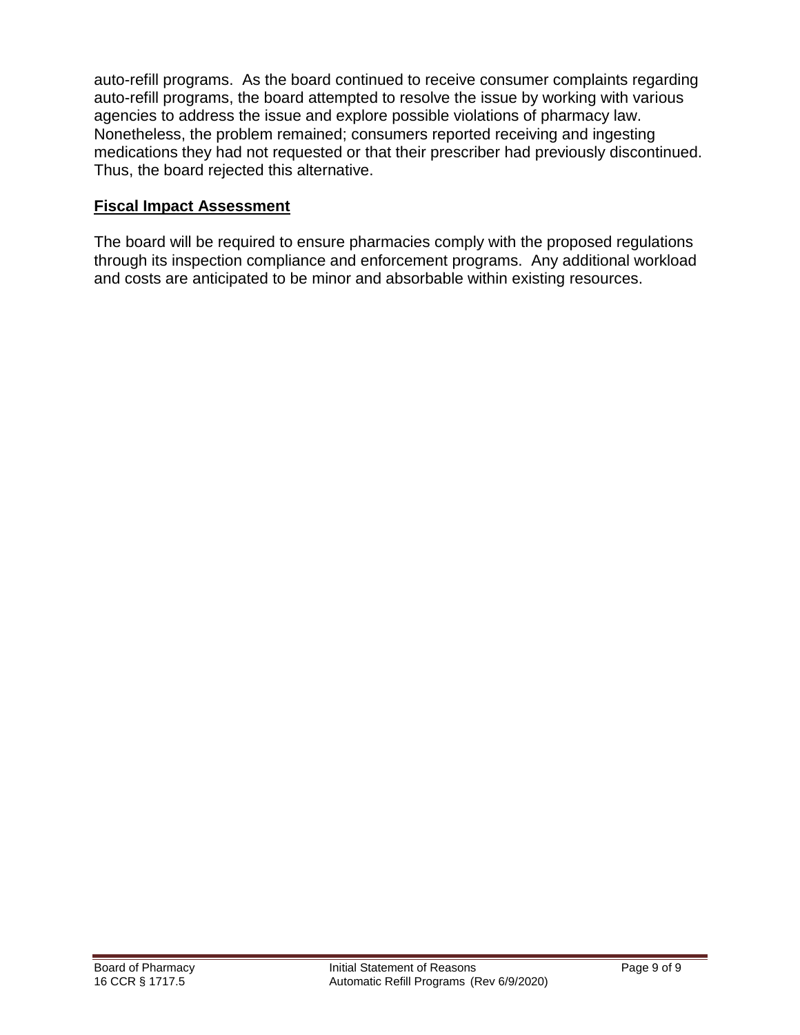auto-refill programs. As the board continued to receive consumer complaints regarding auto-refill programs, the board attempted to resolve the issue by working with various agencies to address the issue and explore possible violations of pharmacy law. Nonetheless, the problem remained; consumers reported receiving and ingesting medications they had not requested or that their prescriber had previously discontinued. Thus, the board rejected this alternative.

## Fiscal Impact Assessment

The board will be required to ensure pharmacies comply with the proposed regulations through its inspection compliance and enforcement programs. Any additional workload and costs are anticipated to be minor and absorbable within existing resources.